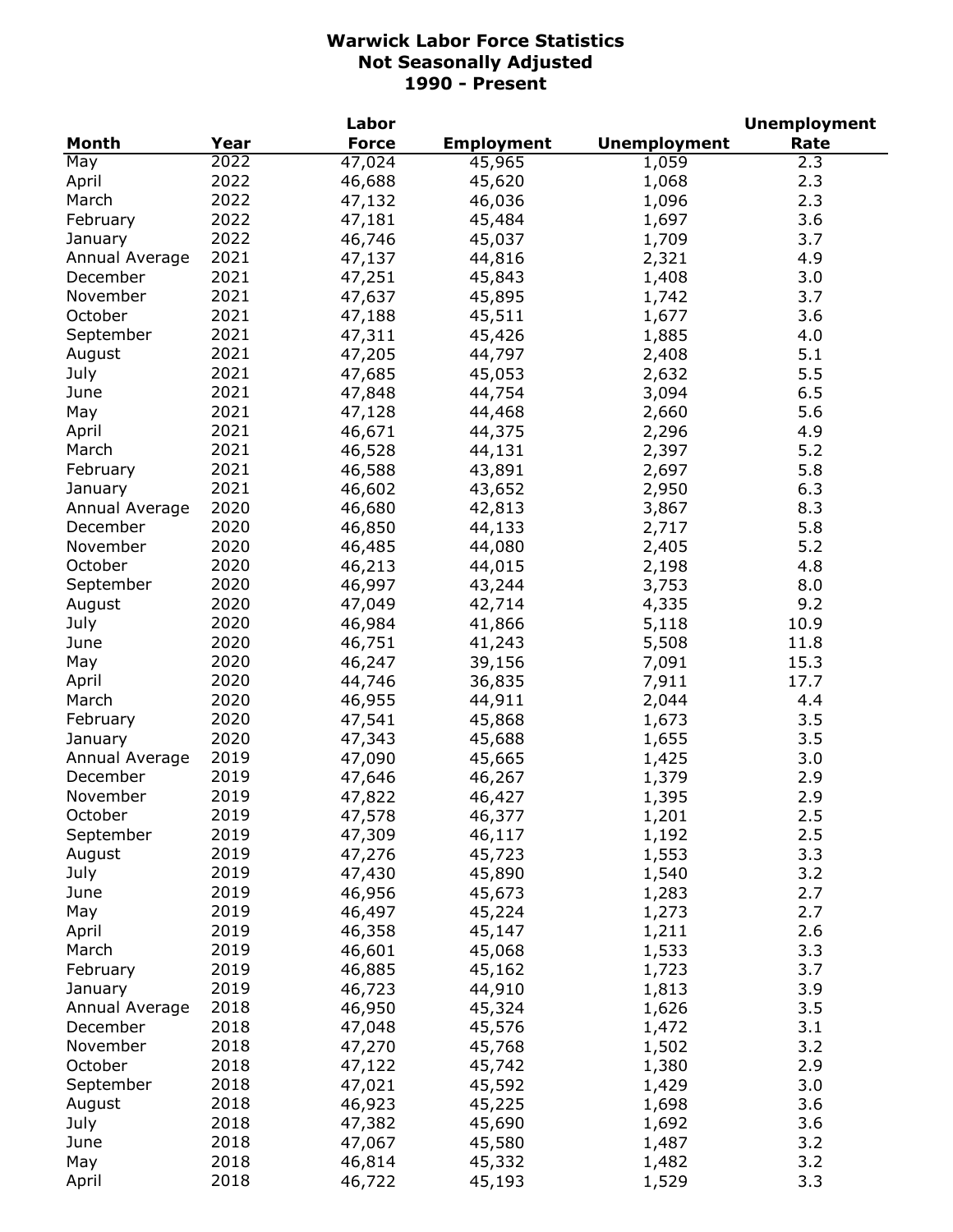# Warwick Labor Force Statistics
## Not Seasonally Adjusted
## 1990 - Present

| Month | Year | Labor Force | Employment | Unemployment | Unemployment Rate |
|---|---|---|---|---|---|
| May | 2022 | 47,024 | 45,965 | 1,059 | 2.3 |
| April | 2022 | 46,688 | 45,620 | 1,068 | 2.3 |
| March | 2022 | 47,132 | 46,036 | 1,096 | 2.3 |
| February | 2022 | 47,181 | 45,484 | 1,697 | 3.6 |
| January | 2022 | 46,746 | 45,037 | 1,709 | 3.7 |
| Annual Average | 2021 | 47,137 | 44,816 | 2,321 | 4.9 |
| December | 2021 | 47,251 | 45,843 | 1,408 | 3.0 |
| November | 2021 | 47,637 | 45,895 | 1,742 | 3.7 |
| October | 2021 | 47,188 | 45,511 | 1,677 | 3.6 |
| September | 2021 | 47,311 | 45,426 | 1,885 | 4.0 |
| August | 2021 | 47,205 | 44,797 | 2,408 | 5.1 |
| July | 2021 | 47,685 | 45,053 | 2,632 | 5.5 |
| June | 2021 | 47,848 | 44,754 | 3,094 | 6.5 |
| May | 2021 | 47,128 | 44,468 | 2,660 | 5.6 |
| April | 2021 | 46,671 | 44,375 | 2,296 | 4.9 |
| March | 2021 | 46,528 | 44,131 | 2,397 | 5.2 |
| February | 2021 | 46,588 | 43,891 | 2,697 | 5.8 |
| January | 2021 | 46,602 | 43,652 | 2,950 | 6.3 |
| Annual Average | 2020 | 46,680 | 42,813 | 3,867 | 8.3 |
| December | 2020 | 46,850 | 44,133 | 2,717 | 5.8 |
| November | 2020 | 46,485 | 44,080 | 2,405 | 5.2 |
| October | 2020 | 46,213 | 44,015 | 2,198 | 4.8 |
| September | 2020 | 46,997 | 43,244 | 3,753 | 8.0 |
| August | 2020 | 47,049 | 42,714 | 4,335 | 9.2 |
| July | 2020 | 46,984 | 41,866 | 5,118 | 10.9 |
| June | 2020 | 46,751 | 41,243 | 5,508 | 11.8 |
| May | 2020 | 46,247 | 39,156 | 7,091 | 15.3 |
| April | 2020 | 44,746 | 36,835 | 7,911 | 17.7 |
| March | 2020 | 46,955 | 44,911 | 2,044 | 4.4 |
| February | 2020 | 47,541 | 45,868 | 1,673 | 3.5 |
| January | 2020 | 47,343 | 45,688 | 1,655 | 3.5 |
| Annual Average | 2019 | 47,090 | 45,665 | 1,425 | 3.0 |
| December | 2019 | 47,646 | 46,267 | 1,379 | 2.9 |
| November | 2019 | 47,822 | 46,427 | 1,395 | 2.9 |
| October | 2019 | 47,578 | 46,377 | 1,201 | 2.5 |
| September | 2019 | 47,309 | 46,117 | 1,192 | 2.5 |
| August | 2019 | 47,276 | 45,723 | 1,553 | 3.3 |
| July | 2019 | 47,430 | 45,890 | 1,540 | 3.2 |
| June | 2019 | 46,956 | 45,673 | 1,283 | 2.7 |
| May | 2019 | 46,497 | 45,224 | 1,273 | 2.7 |
| April | 2019 | 46,358 | 45,147 | 1,211 | 2.6 |
| March | 2019 | 46,601 | 45,068 | 1,533 | 3.3 |
| February | 2019 | 46,885 | 45,162 | 1,723 | 3.7 |
| January | 2019 | 46,723 | 44,910 | 1,813 | 3.9 |
| Annual Average | 2018 | 46,950 | 45,324 | 1,626 | 3.5 |
| December | 2018 | 47,048 | 45,576 | 1,472 | 3.1 |
| November | 2018 | 47,270 | 45,768 | 1,502 | 3.2 |
| October | 2018 | 47,122 | 45,742 | 1,380 | 2.9 |
| September | 2018 | 47,021 | 45,592 | 1,429 | 3.0 |
| August | 2018 | 46,923 | 45,225 | 1,698 | 3.6 |
| July | 2018 | 47,382 | 45,690 | 1,692 | 3.6 |
| June | 2018 | 47,067 | 45,580 | 1,487 | 3.2 |
| May | 2018 | 46,814 | 45,332 | 1,482 | 3.2 |
| April | 2018 | 46,722 | 45,193 | 1,529 | 3.3 |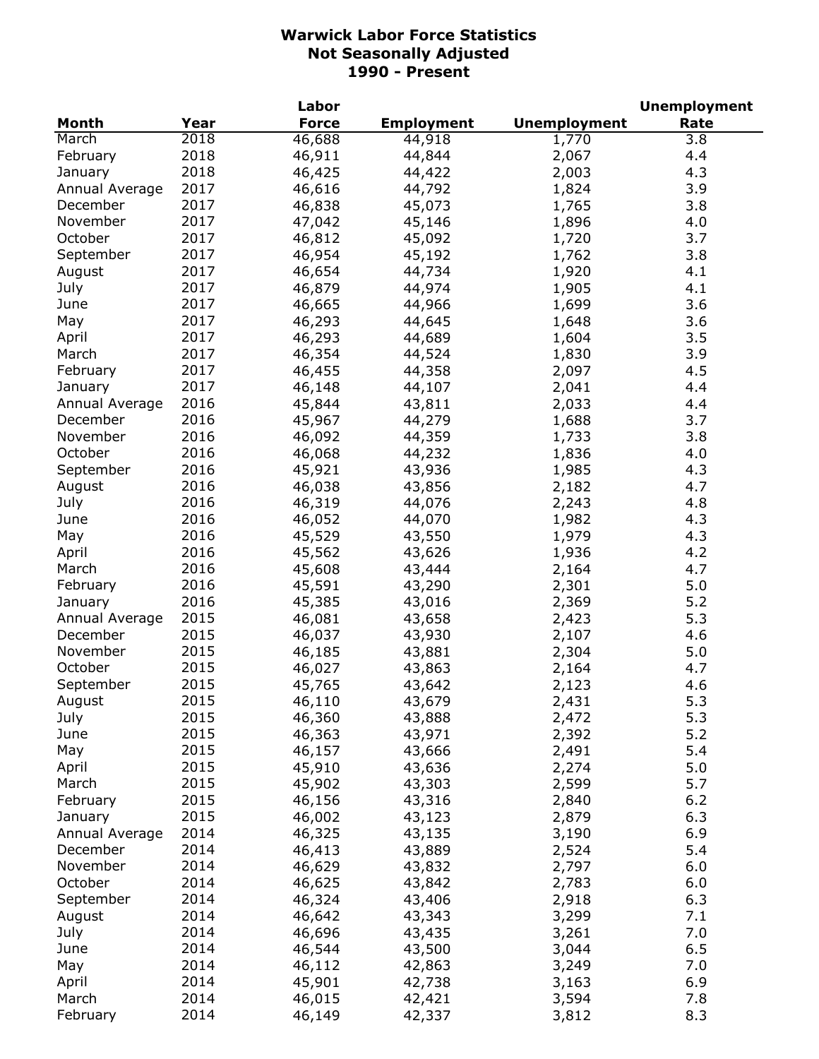# Warwick Labor Force Statistics
## Not Seasonally Adjusted
## 1990 - Present

| Month | Year | Labor Force | Employment | Unemployment | Unemployment Rate |
|---|---|---|---|---|---|
| March | 2018 | 46,688 | 44,918 | 1,770 | 3.8 |
| February | 2018 | 46,911 | 44,844 | 2,067 | 4.4 |
| January | 2018 | 46,425 | 44,422 | 2,003 | 4.3 |
| Annual Average | 2017 | 46,616 | 44,792 | 1,824 | 3.9 |
| December | 2017 | 46,838 | 45,073 | 1,765 | 3.8 |
| November | 2017 | 47,042 | 45,146 | 1,896 | 4.0 |
| October | 2017 | 46,812 | 45,092 | 1,720 | 3.7 |
| September | 2017 | 46,954 | 45,192 | 1,762 | 3.8 |
| August | 2017 | 46,654 | 44,734 | 1,920 | 4.1 |
| July | 2017 | 46,879 | 44,974 | 1,905 | 4.1 |
| June | 2017 | 46,665 | 44,966 | 1,699 | 3.6 |
| May | 2017 | 46,293 | 44,645 | 1,648 | 3.6 |
| April | 2017 | 46,293 | 44,689 | 1,604 | 3.5 |
| March | 2017 | 46,354 | 44,524 | 1,830 | 3.9 |
| February | 2017 | 46,455 | 44,358 | 2,097 | 4.5 |
| January | 2017 | 46,148 | 44,107 | 2,041 | 4.4 |
| Annual Average | 2016 | 45,844 | 43,811 | 2,033 | 4.4 |
| December | 2016 | 45,967 | 44,279 | 1,688 | 3.7 |
| November | 2016 | 46,092 | 44,359 | 1,733 | 3.8 |
| October | 2016 | 46,068 | 44,232 | 1,836 | 4.0 |
| September | 2016 | 45,921 | 43,936 | 1,985 | 4.3 |
| August | 2016 | 46,038 | 43,856 | 2,182 | 4.7 |
| July | 2016 | 46,319 | 44,076 | 2,243 | 4.8 |
| June | 2016 | 46,052 | 44,070 | 1,982 | 4.3 |
| May | 2016 | 45,529 | 43,550 | 1,979 | 4.3 |
| April | 2016 | 45,562 | 43,626 | 1,936 | 4.2 |
| March | 2016 | 45,608 | 43,444 | 2,164 | 4.7 |
| February | 2016 | 45,591 | 43,290 | 2,301 | 5.0 |
| January | 2016 | 45,385 | 43,016 | 2,369 | 5.2 |
| Annual Average | 2015 | 46,081 | 43,658 | 2,423 | 5.3 |
| December | 2015 | 46,037 | 43,930 | 2,107 | 4.6 |
| November | 2015 | 46,185 | 43,881 | 2,304 | 5.0 |
| October | 2015 | 46,027 | 43,863 | 2,164 | 4.7 |
| September | 2015 | 45,765 | 43,642 | 2,123 | 4.6 |
| August | 2015 | 46,110 | 43,679 | 2,431 | 5.3 |
| July | 2015 | 46,360 | 43,888 | 2,472 | 5.3 |
| June | 2015 | 46,363 | 43,971 | 2,392 | 5.2 |
| May | 2015 | 46,157 | 43,666 | 2,491 | 5.4 |
| April | 2015 | 45,910 | 43,636 | 2,274 | 5.0 |
| March | 2015 | 45,902 | 43,303 | 2,599 | 5.7 |
| February | 2015 | 46,156 | 43,316 | 2,840 | 6.2 |
| January | 2015 | 46,002 | 43,123 | 2,879 | 6.3 |
| Annual Average | 2014 | 46,325 | 43,135 | 3,190 | 6.9 |
| December | 2014 | 46,413 | 43,889 | 2,524 | 5.4 |
| November | 2014 | 46,629 | 43,832 | 2,797 | 6.0 |
| October | 2014 | 46,625 | 43,842 | 2,783 | 6.0 |
| September | 2014 | 46,324 | 43,406 | 2,918 | 6.3 |
| August | 2014 | 46,642 | 43,343 | 3,299 | 7.1 |
| July | 2014 | 46,696 | 43,435 | 3,261 | 7.0 |
| June | 2014 | 46,544 | 43,500 | 3,044 | 6.5 |
| May | 2014 | 46,112 | 42,863 | 3,249 | 7.0 |
| April | 2014 | 45,901 | 42,738 | 3,163 | 6.9 |
| March | 2014 | 46,015 | 42,421 | 3,594 | 7.8 |
| February | 2014 | 46,149 | 42,337 | 3,812 | 8.3 |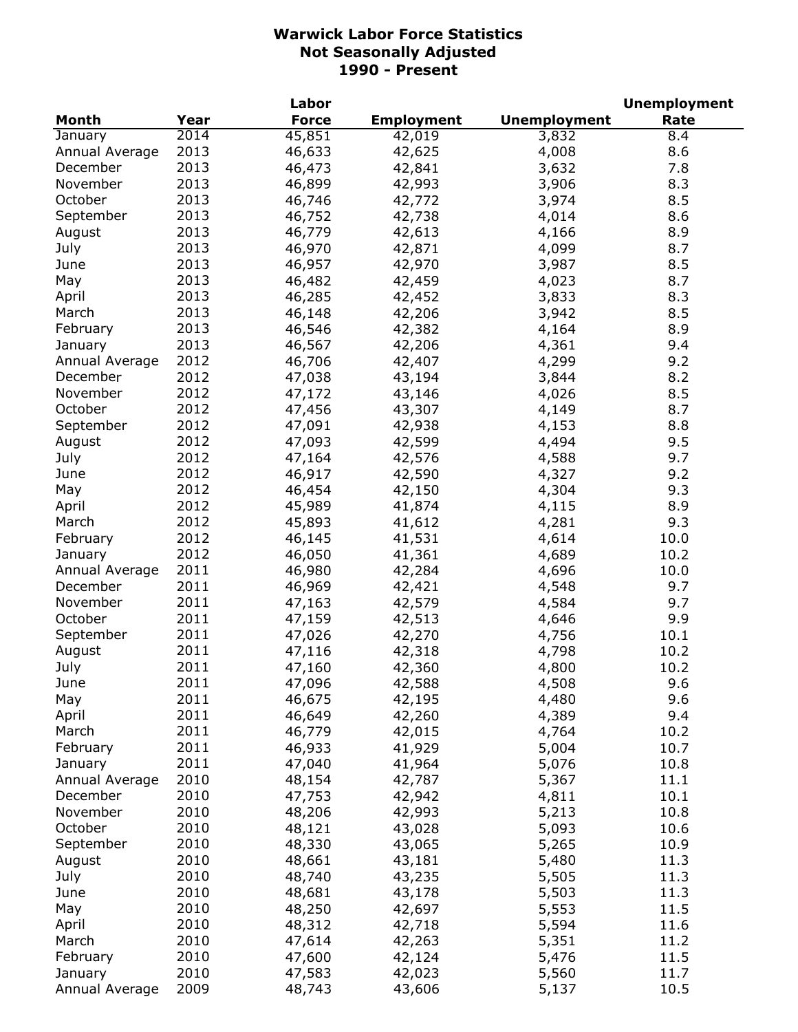# Warwick Labor Force Statistics
## Not Seasonally Adjusted
## 1990 - Present

| Month | Year | Labor Force | Employment | Unemployment | Unemployment Rate |
|---|---|---|---|---|---|
| January | 2014 | 45,851 | 42,019 | 3,832 | 8.4 |
| Annual Average | 2013 | 46,633 | 42,625 | 4,008 | 8.6 |
| December | 2013 | 46,473 | 42,841 | 3,632 | 7.8 |
| November | 2013 | 46,899 | 42,993 | 3,906 | 8.3 |
| October | 2013 | 46,746 | 42,772 | 3,974 | 8.5 |
| September | 2013 | 46,752 | 42,738 | 4,014 | 8.6 |
| August | 2013 | 46,779 | 42,613 | 4,166 | 8.9 |
| July | 2013 | 46,970 | 42,871 | 4,099 | 8.7 |
| June | 2013 | 46,957 | 42,970 | 3,987 | 8.5 |
| May | 2013 | 46,482 | 42,459 | 4,023 | 8.7 |
| April | 2013 | 46,285 | 42,452 | 3,833 | 8.3 |
| March | 2013 | 46,148 | 42,206 | 3,942 | 8.5 |
| February | 2013 | 46,546 | 42,382 | 4,164 | 8.9 |
| January | 2013 | 46,567 | 42,206 | 4,361 | 9.4 |
| Annual Average | 2012 | 46,706 | 42,407 | 4,299 | 9.2 |
| December | 2012 | 47,038 | 43,194 | 3,844 | 8.2 |
| November | 2012 | 47,172 | 43,146 | 4,026 | 8.5 |
| October | 2012 | 47,456 | 43,307 | 4,149 | 8.7 |
| September | 2012 | 47,091 | 42,938 | 4,153 | 8.8 |
| August | 2012 | 47,093 | 42,599 | 4,494 | 9.5 |
| July | 2012 | 47,164 | 42,576 | 4,588 | 9.7 |
| June | 2012 | 46,917 | 42,590 | 4,327 | 9.2 |
| May | 2012 | 46,454 | 42,150 | 4,304 | 9.3 |
| April | 2012 | 45,989 | 41,874 | 4,115 | 8.9 |
| March | 2012 | 45,893 | 41,612 | 4,281 | 9.3 |
| February | 2012 | 46,145 | 41,531 | 4,614 | 10.0 |
| January | 2012 | 46,050 | 41,361 | 4,689 | 10.2 |
| Annual Average | 2011 | 46,980 | 42,284 | 4,696 | 10.0 |
| December | 2011 | 46,969 | 42,421 | 4,548 | 9.7 |
| November | 2011 | 47,163 | 42,579 | 4,584 | 9.7 |
| October | 2011 | 47,159 | 42,513 | 4,646 | 9.9 |
| September | 2011 | 47,026 | 42,270 | 4,756 | 10.1 |
| August | 2011 | 47,116 | 42,318 | 4,798 | 10.2 |
| July | 2011 | 47,160 | 42,360 | 4,800 | 10.2 |
| June | 2011 | 47,096 | 42,588 | 4,508 | 9.6 |
| May | 2011 | 46,675 | 42,195 | 4,480 | 9.6 |
| April | 2011 | 46,649 | 42,260 | 4,389 | 9.4 |
| March | 2011 | 46,779 | 42,015 | 4,764 | 10.2 |
| February | 2011 | 46,933 | 41,929 | 5,004 | 10.7 |
| January | 2011 | 47,040 | 41,964 | 5,076 | 10.8 |
| Annual Average | 2010 | 48,154 | 42,787 | 5,367 | 11.1 |
| December | 2010 | 47,753 | 42,942 | 4,811 | 10.1 |
| November | 2010 | 48,206 | 42,993 | 5,213 | 10.8 |
| October | 2010 | 48,121 | 43,028 | 5,093 | 10.6 |
| September | 2010 | 48,330 | 43,065 | 5,265 | 10.9 |
| August | 2010 | 48,661 | 43,181 | 5,480 | 11.3 |
| July | 2010 | 48,740 | 43,235 | 5,505 | 11.3 |
| June | 2010 | 48,681 | 43,178 | 5,503 | 11.3 |
| May | 2010 | 48,250 | 42,697 | 5,553 | 11.5 |
| April | 2010 | 48,312 | 42,718 | 5,594 | 11.6 |
| March | 2010 | 47,614 | 42,263 | 5,351 | 11.2 |
| February | 2010 | 47,600 | 42,124 | 5,476 | 11.5 |
| January | 2010 | 47,583 | 42,023 | 5,560 | 11.7 |
| Annual Average | 2009 | 48,743 | 43,606 | 5,137 | 10.5 |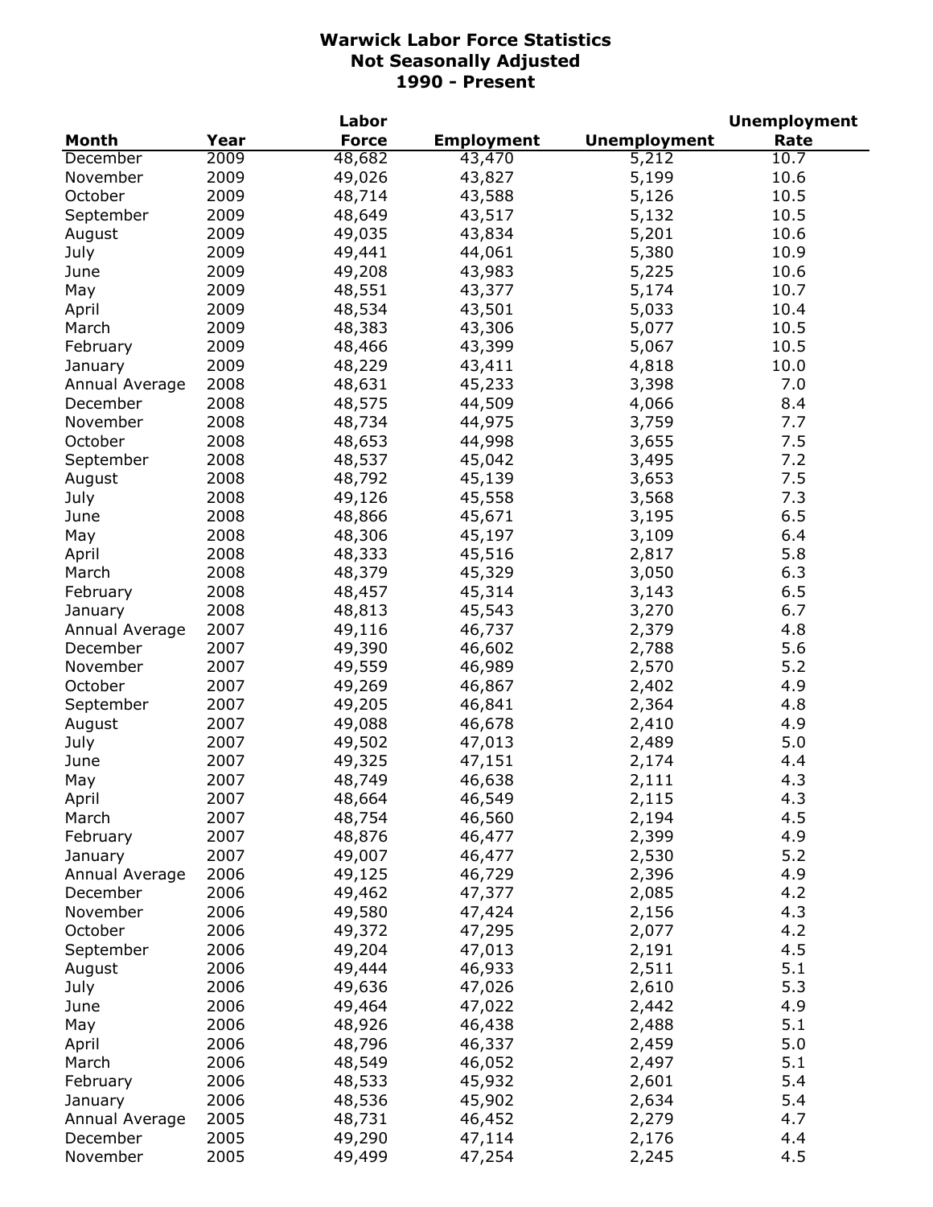# Warwick Labor Force Statistics
## Not Seasonally Adjusted
## 1990 - Present

| Month | Year | Labor Force | Employment | Unemployment | Unemployment Rate |
|---|---|---|---|---|---|
| December | 2009 | 48,682 | 43,470 | 5,212 | 10.7 |
| November | 2009 | 49,026 | 43,827 | 5,199 | 10.6 |
| October | 2009 | 48,714 | 43,588 | 5,126 | 10.5 |
| September | 2009 | 48,649 | 43,517 | 5,132 | 10.5 |
| August | 2009 | 49,035 | 43,834 | 5,201 | 10.6 |
| July | 2009 | 49,441 | 44,061 | 5,380 | 10.9 |
| June | 2009 | 49,208 | 43,983 | 5,225 | 10.6 |
| May | 2009 | 48,551 | 43,377 | 5,174 | 10.7 |
| April | 2009 | 48,534 | 43,501 | 5,033 | 10.4 |
| March | 2009 | 48,383 | 43,306 | 5,077 | 10.5 |
| February | 2009 | 48,466 | 43,399 | 5,067 | 10.5 |
| January | 2009 | 48,229 | 43,411 | 4,818 | 10.0 |
| Annual Average | 2008 | 48,631 | 45,233 | 3,398 | 7.0 |
| December | 2008 | 48,575 | 44,509 | 4,066 | 8.4 |
| November | 2008 | 48,734 | 44,975 | 3,759 | 7.7 |
| October | 2008 | 48,653 | 44,998 | 3,655 | 7.5 |
| September | 2008 | 48,537 | 45,042 | 3,495 | 7.2 |
| August | 2008 | 48,792 | 45,139 | 3,653 | 7.5 |
| July | 2008 | 49,126 | 45,558 | 3,568 | 7.3 |
| June | 2008 | 48,866 | 45,671 | 3,195 | 6.5 |
| May | 2008 | 48,306 | 45,197 | 3,109 | 6.4 |
| April | 2008 | 48,333 | 45,516 | 2,817 | 5.8 |
| March | 2008 | 48,379 | 45,329 | 3,050 | 6.3 |
| February | 2008 | 48,457 | 45,314 | 3,143 | 6.5 |
| January | 2008 | 48,813 | 45,543 | 3,270 | 6.7 |
| Annual Average | 2007 | 49,116 | 46,737 | 2,379 | 4.8 |
| December | 2007 | 49,390 | 46,602 | 2,788 | 5.6 |
| November | 2007 | 49,559 | 46,989 | 2,570 | 5.2 |
| October | 2007 | 49,269 | 46,867 | 2,402 | 4.9 |
| September | 2007 | 49,205 | 46,841 | 2,364 | 4.8 |
| August | 2007 | 49,088 | 46,678 | 2,410 | 4.9 |
| July | 2007 | 49,502 | 47,013 | 2,489 | 5.0 |
| June | 2007 | 49,325 | 47,151 | 2,174 | 4.4 |
| May | 2007 | 48,749 | 46,638 | 2,111 | 4.3 |
| April | 2007 | 48,664 | 46,549 | 2,115 | 4.3 |
| March | 2007 | 48,754 | 46,560 | 2,194 | 4.5 |
| February | 2007 | 48,876 | 46,477 | 2,399 | 4.9 |
| January | 2007 | 49,007 | 46,477 | 2,530 | 5.2 |
| Annual Average | 2006 | 49,125 | 46,729 | 2,396 | 4.9 |
| December | 2006 | 49,462 | 47,377 | 2,085 | 4.2 |
| November | 2006 | 49,580 | 47,424 | 2,156 | 4.3 |
| October | 2006 | 49,372 | 47,295 | 2,077 | 4.2 |
| September | 2006 | 49,204 | 47,013 | 2,191 | 4.5 |
| August | 2006 | 49,444 | 46,933 | 2,511 | 5.1 |
| July | 2006 | 49,636 | 47,026 | 2,610 | 5.3 |
| June | 2006 | 49,464 | 47,022 | 2,442 | 4.9 |
| May | 2006 | 48,926 | 46,438 | 2,488 | 5.1 |
| April | 2006 | 48,796 | 46,337 | 2,459 | 5.0 |
| March | 2006 | 48,549 | 46,052 | 2,497 | 5.1 |
| February | 2006 | 48,533 | 45,932 | 2,601 | 5.4 |
| January | 2006 | 48,536 | 45,902 | 2,634 | 5.4 |
| Annual Average | 2005 | 48,731 | 46,452 | 2,279 | 4.7 |
| December | 2005 | 49,290 | 47,114 | 2,176 | 4.4 |
| November | 2005 | 49,499 | 47,254 | 2,245 | 4.5 |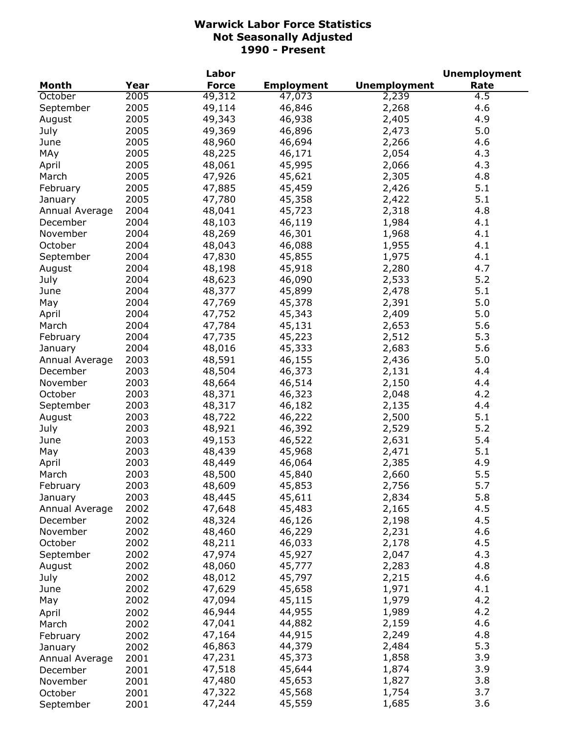**Warwick Labor Force Statistics**
**Not Seasonally Adjusted**
**1990 - Present**

| Month | Year | Labor Force | Employment | Unemployment | Unemployment Rate |
|---|---|---|---|---|---|
| October | 2005 | 49,312 | 47,073 | 2,239 | 4.5 |
| September | 2005 | 49,114 | 46,846 | 2,268 | 4.6 |
| August | 2005 | 49,343 | 46,938 | 2,405 | 4.9 |
| July | 2005 | 49,369 | 46,896 | 2,473 | 5.0 |
| June | 2005 | 48,960 | 46,694 | 2,266 | 4.6 |
| MAy | 2005 | 48,225 | 46,171 | 2,054 | 4.3 |
| April | 2005 | 48,061 | 45,995 | 2,066 | 4.3 |
| March | 2005 | 47,926 | 45,621 | 2,305 | 4.8 |
| February | 2005 | 47,885 | 45,459 | 2,426 | 5.1 |
| January | 2005 | 47,780 | 45,358 | 2,422 | 5.1 |
| Annual Average | 2004 | 48,041 | 45,723 | 2,318 | 4.8 |
| December | 2004 | 48,103 | 46,119 | 1,984 | 4.1 |
| November | 2004 | 48,269 | 46,301 | 1,968 | 4.1 |
| October | 2004 | 48,043 | 46,088 | 1,955 | 4.1 |
| September | 2004 | 47,830 | 45,855 | 1,975 | 4.1 |
| August | 2004 | 48,198 | 45,918 | 2,280 | 4.7 |
| July | 2004 | 48,623 | 46,090 | 2,533 | 5.2 |
| June | 2004 | 48,377 | 45,899 | 2,478 | 5.1 |
| May | 2004 | 47,769 | 45,378 | 2,391 | 5.0 |
| April | 2004 | 47,752 | 45,343 | 2,409 | 5.0 |
| March | 2004 | 47,784 | 45,131 | 2,653 | 5.6 |
| February | 2004 | 47,735 | 45,223 | 2,512 | 5.3 |
| January | 2004 | 48,016 | 45,333 | 2,683 | 5.6 |
| Annual Average | 2003 | 48,591 | 46,155 | 2,436 | 5.0 |
| December | 2003 | 48,504 | 46,373 | 2,131 | 4.4 |
| November | 2003 | 48,664 | 46,514 | 2,150 | 4.4 |
| October | 2003 | 48,371 | 46,323 | 2,048 | 4.2 |
| September | 2003 | 48,317 | 46,182 | 2,135 | 4.4 |
| August | 2003 | 48,722 | 46,222 | 2,500 | 5.1 |
| July | 2003 | 48,921 | 46,392 | 2,529 | 5.2 |
| June | 2003 | 49,153 | 46,522 | 2,631 | 5.4 |
| May | 2003 | 48,439 | 45,968 | 2,471 | 5.1 |
| April | 2003 | 48,449 | 46,064 | 2,385 | 4.9 |
| March | 2003 | 48,500 | 45,840 | 2,660 | 5.5 |
| February | 2003 | 48,609 | 45,853 | 2,756 | 5.7 |
| January | 2003 | 48,445 | 45,611 | 2,834 | 5.8 |
| Annual Average | 2002 | 47,648 | 45,483 | 2,165 | 4.5 |
| December | 2002 | 48,324 | 46,126 | 2,198 | 4.5 |
| November | 2002 | 48,460 | 46,229 | 2,231 | 4.6 |
| October | 2002 | 48,211 | 46,033 | 2,178 | 4.5 |
| September | 2002 | 47,974 | 45,927 | 2,047 | 4.3 |
| August | 2002 | 48,060 | 45,777 | 2,283 | 4.8 |
| July | 2002 | 48,012 | 45,797 | 2,215 | 4.6 |
| June | 2002 | 47,629 | 45,658 | 1,971 | 4.1 |
| May | 2002 | 47,094 | 45,115 | 1,979 | 4.2 |
| April | 2002 | 46,944 | 44,955 | 1,989 | 4.2 |
| March | 2002 | 47,041 | 44,882 | 2,159 | 4.6 |
| February | 2002 | 47,164 | 44,915 | 2,249 | 4.8 |
| January | 2002 | 46,863 | 44,379 | 2,484 | 5.3 |
| Annual Average | 2001 | 47,231 | 45,373 | 1,858 | 3.9 |
| December | 2001 | 47,518 | 45,644 | 1,874 | 3.9 |
| November | 2001 | 47,480 | 45,653 | 1,827 | 3.8 |
| October | 2001 | 47,322 | 45,568 | 1,754 | 3.7 |
| September | 2001 | 47,244 | 45,559 | 1,685 | 3.6 |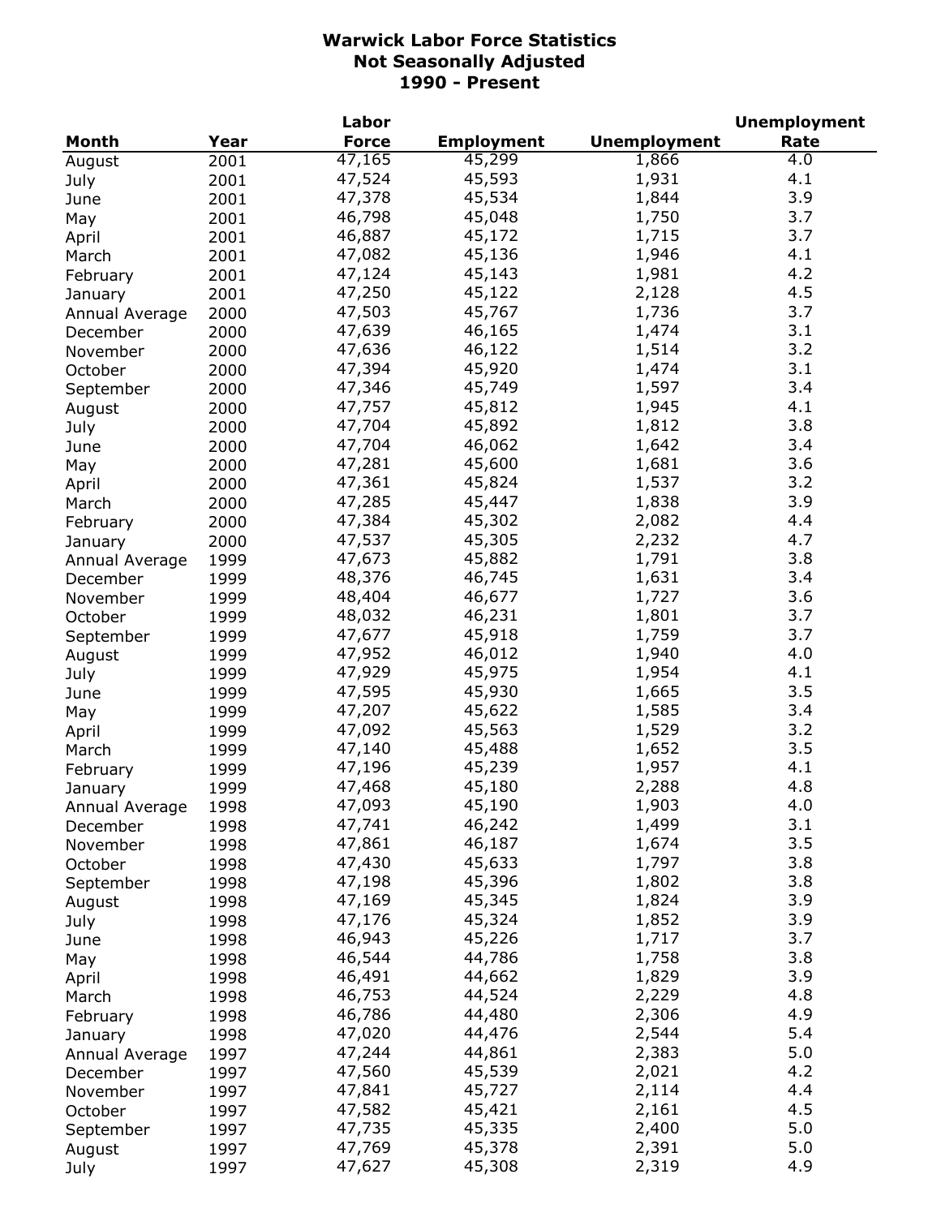# Warwick Labor Force Statistics
## Not Seasonally Adjusted
## 1990 - Present

| Month | Year | Labor Force | Employment | Unemployment | Unemployment Rate |
|---|---|---|---|---|---|
| August | 2001 | 47,165 | 45,299 | 1,866 | 4.0 |
| July | 2001 | 47,524 | 45,593 | 1,931 | 4.1 |
| June | 2001 | 47,378 | 45,534 | 1,844 | 3.9 |
| May | 2001 | 46,798 | 45,048 | 1,750 | 3.7 |
| April | 2001 | 46,887 | 45,172 | 1,715 | 3.7 |
| March | 2001 | 47,082 | 45,136 | 1,946 | 4.1 |
| February | 2001 | 47,124 | 45,143 | 1,981 | 4.2 |
| January | 2001 | 47,250 | 45,122 | 2,128 | 4.5 |
| Annual Average | 2000 | 47,503 | 45,767 | 1,736 | 3.7 |
| December | 2000 | 47,639 | 46,165 | 1,474 | 3.1 |
| November | 2000 | 47,636 | 46,122 | 1,514 | 3.2 |
| October | 2000 | 47,394 | 45,920 | 1,474 | 3.1 |
| September | 2000 | 47,346 | 45,749 | 1,597 | 3.4 |
| August | 2000 | 47,757 | 45,812 | 1,945 | 4.1 |
| July | 2000 | 47,704 | 45,892 | 1,812 | 3.8 |
| June | 2000 | 47,704 | 46,062 | 1,642 | 3.4 |
| May | 2000 | 47,281 | 45,600 | 1,681 | 3.6 |
| April | 2000 | 47,361 | 45,824 | 1,537 | 3.2 |
| March | 2000 | 47,285 | 45,447 | 1,838 | 3.9 |
| February | 2000 | 47,384 | 45,302 | 2,082 | 4.4 |
| January | 2000 | 47,537 | 45,305 | 2,232 | 4.7 |
| Annual Average | 1999 | 47,673 | 45,882 | 1,791 | 3.8 |
| December | 1999 | 48,376 | 46,745 | 1,631 | 3.4 |
| November | 1999 | 48,404 | 46,677 | 1,727 | 3.6 |
| October | 1999 | 48,032 | 46,231 | 1,801 | 3.7 |
| September | 1999 | 47,677 | 45,918 | 1,759 | 3.7 |
| August | 1999 | 47,952 | 46,012 | 1,940 | 4.0 |
| July | 1999 | 47,929 | 45,975 | 1,954 | 4.1 |
| June | 1999 | 47,595 | 45,930 | 1,665 | 3.5 |
| May | 1999 | 47,207 | 45,622 | 1,585 | 3.4 |
| April | 1999 | 47,092 | 45,563 | 1,529 | 3.2 |
| March | 1999 | 47,140 | 45,488 | 1,652 | 3.5 |
| February | 1999 | 47,196 | 45,239 | 1,957 | 4.1 |
| January | 1999 | 47,468 | 45,180 | 2,288 | 4.8 |
| Annual Average | 1998 | 47,093 | 45,190 | 1,903 | 4.0 |
| December | 1998 | 47,741 | 46,242 | 1,499 | 3.1 |
| November | 1998 | 47,861 | 46,187 | 1,674 | 3.5 |
| October | 1998 | 47,430 | 45,633 | 1,797 | 3.8 |
| September | 1998 | 47,198 | 45,396 | 1,802 | 3.8 |
| August | 1998 | 47,169 | 45,345 | 1,824 | 3.9 |
| July | 1998 | 47,176 | 45,324 | 1,852 | 3.9 |
| June | 1998 | 46,943 | 45,226 | 1,717 | 3.7 |
| May | 1998 | 46,544 | 44,786 | 1,758 | 3.8 |
| April | 1998 | 46,491 | 44,662 | 1,829 | 3.9 |
| March | 1998 | 46,753 | 44,524 | 2,229 | 4.8 |
| February | 1998 | 46,786 | 44,480 | 2,306 | 4.9 |
| January | 1998 | 47,020 | 44,476 | 2,544 | 5.4 |
| Annual Average | 1997 | 47,244 | 44,861 | 2,383 | 5.0 |
| December | 1997 | 47,560 | 45,539 | 2,021 | 4.2 |
| November | 1997 | 47,841 | 45,727 | 2,114 | 4.4 |
| October | 1997 | 47,582 | 45,421 | 2,161 | 4.5 |
| September | 1997 | 47,735 | 45,335 | 2,400 | 5.0 |
| August | 1997 | 47,769 | 45,378 | 2,391 | 5.0 |
| July | 1997 | 47,627 | 45,308 | 2,319 | 4.9 |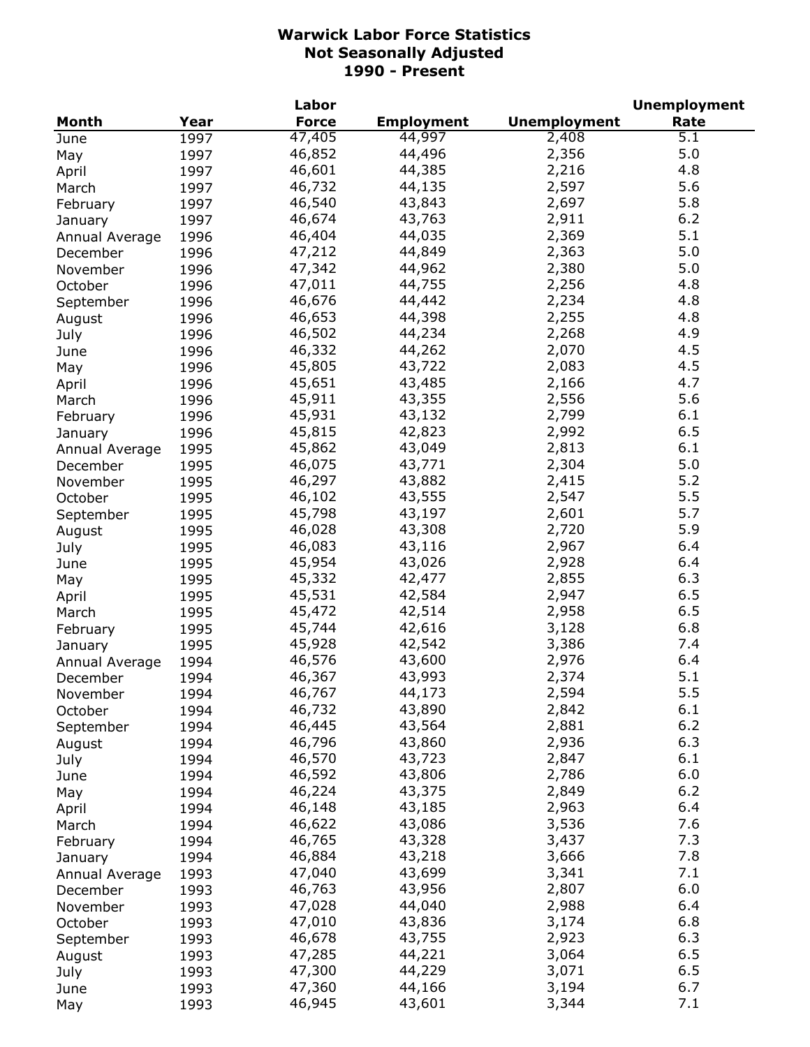**Warwick Labor Force Statistics**
**Not Seasonally Adjusted**
**1990 - Present**

| Month | Year | Labor Force | Employment | Unemployment | Unemployment Rate |
|---|---|---|---|---|---|
| June | 1997 | 47,405 | 44,997 | 2,408 | 5.1 |
| May | 1997 | 46,852 | 44,496 | 2,356 | 5.0 |
| April | 1997 | 46,601 | 44,385 | 2,216 | 4.8 |
| March | 1997 | 46,732 | 44,135 | 2,597 | 5.6 |
| February | 1997 | 46,540 | 43,843 | 2,697 | 5.8 |
| January | 1997 | 46,674 | 43,763 | 2,911 | 6.2 |
| Annual Average | 1996 | 46,404 | 44,035 | 2,369 | 5.1 |
| December | 1996 | 47,212 | 44,849 | 2,363 | 5.0 |
| November | 1996 | 47,342 | 44,962 | 2,380 | 5.0 |
| October | 1996 | 47,011 | 44,755 | 2,256 | 4.8 |
| September | 1996 | 46,676 | 44,442 | 2,234 | 4.8 |
| August | 1996 | 46,653 | 44,398 | 2,255 | 4.8 |
| July | 1996 | 46,502 | 44,234 | 2,268 | 4.9 |
| June | 1996 | 46,332 | 44,262 | 2,070 | 4.5 |
| May | 1996 | 45,805 | 43,722 | 2,083 | 4.5 |
| April | 1996 | 45,651 | 43,485 | 2,166 | 4.7 |
| March | 1996 | 45,911 | 43,355 | 2,556 | 5.6 |
| February | 1996 | 45,931 | 43,132 | 2,799 | 6.1 |
| January | 1996 | 45,815 | 42,823 | 2,992 | 6.5 |
| Annual Average | 1995 | 45,862 | 43,049 | 2,813 | 6.1 |
| December | 1995 | 46,075 | 43,771 | 2,304 | 5.0 |
| November | 1995 | 46,297 | 43,882 | 2,415 | 5.2 |
| October | 1995 | 46,102 | 43,555 | 2,547 | 5.5 |
| September | 1995 | 45,798 | 43,197 | 2,601 | 5.7 |
| August | 1995 | 46,028 | 43,308 | 2,720 | 5.9 |
| July | 1995 | 46,083 | 43,116 | 2,967 | 6.4 |
| June | 1995 | 45,954 | 43,026 | 2,928 | 6.4 |
| May | 1995 | 45,332 | 42,477 | 2,855 | 6.3 |
| April | 1995 | 45,531 | 42,584 | 2,947 | 6.5 |
| March | 1995 | 45,472 | 42,514 | 2,958 | 6.5 |
| February | 1995 | 45,744 | 42,616 | 3,128 | 6.8 |
| January | 1995 | 45,928 | 42,542 | 3,386 | 7.4 |
| Annual Average | 1994 | 46,576 | 43,600 | 2,976 | 6.4 |
| December | 1994 | 46,367 | 43,993 | 2,374 | 5.1 |
| November | 1994 | 46,767 | 44,173 | 2,594 | 5.5 |
| October | 1994 | 46,732 | 43,890 | 2,842 | 6.1 |
| September | 1994 | 46,445 | 43,564 | 2,881 | 6.2 |
| August | 1994 | 46,796 | 43,860 | 2,936 | 6.3 |
| July | 1994 | 46,570 | 43,723 | 2,847 | 6.1 |
| June | 1994 | 46,592 | 43,806 | 2,786 | 6.0 |
| May | 1994 | 46,224 | 43,375 | 2,849 | 6.2 |
| April | 1994 | 46,148 | 43,185 | 2,963 | 6.4 |
| March | 1994 | 46,622 | 43,086 | 3,536 | 7.6 |
| February | 1994 | 46,765 | 43,328 | 3,437 | 7.3 |
| January | 1994 | 46,884 | 43,218 | 3,666 | 7.8 |
| Annual Average | 1993 | 47,040 | 43,699 | 3,341 | 7.1 |
| December | 1993 | 46,763 | 43,956 | 2,807 | 6.0 |
| November | 1993 | 47,028 | 44,040 | 2,988 | 6.4 |
| October | 1993 | 47,010 | 43,836 | 3,174 | 6.8 |
| September | 1993 | 46,678 | 43,755 | 2,923 | 6.3 |
| August | 1993 | 47,285 | 44,221 | 3,064 | 6.5 |
| July | 1993 | 47,300 | 44,229 | 3,071 | 6.5 |
| June | 1993 | 47,360 | 44,166 | 3,194 | 6.7 |
| May | 1993 | 46,945 | 43,601 | 3,344 | 7.1 |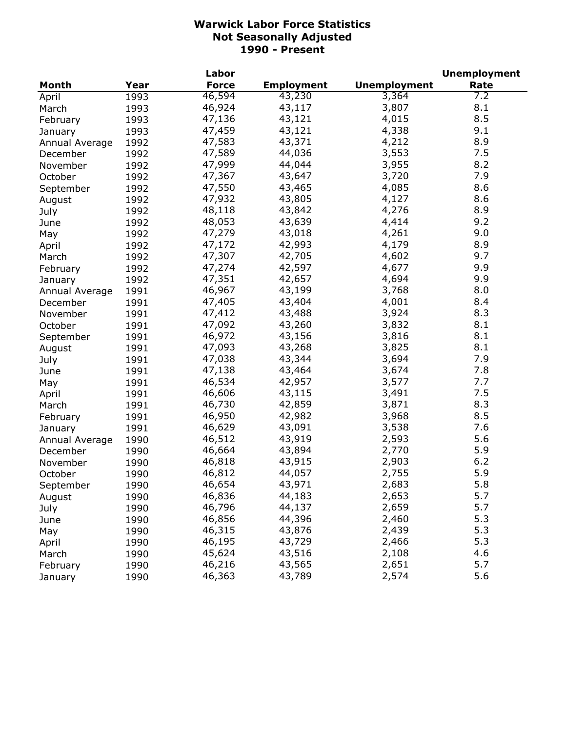# Warwick Labor Force Statistics
## Not Seasonally Adjusted
## 1990 - Present

| Month | Year | Labor Force | Employment | Unemployment | Unemployment Rate |
|---|---|---|---|---|---|
| April | 1993 | 46,594 | 43,230 | 3,364 | 7.2 |
| March | 1993 | 46,924 | 43,117 | 3,807 | 8.1 |
| February | 1993 | 47,136 | 43,121 | 4,015 | 8.5 |
| January | 1993 | 47,459 | 43,121 | 4,338 | 9.1 |
| Annual Average | 1992 | 47,583 | 43,371 | 4,212 | 8.9 |
| December | 1992 | 47,589 | 44,036 | 3,553 | 7.5 |
| November | 1992 | 47,999 | 44,044 | 3,955 | 8.2 |
| October | 1992 | 47,367 | 43,647 | 3,720 | 7.9 |
| September | 1992 | 47,550 | 43,465 | 4,085 | 8.6 |
| August | 1992 | 47,932 | 43,805 | 4,127 | 8.6 |
| July | 1992 | 48,118 | 43,842 | 4,276 | 8.9 |
| June | 1992 | 48,053 | 43,639 | 4,414 | 9.2 |
| May | 1992 | 47,279 | 43,018 | 4,261 | 9.0 |
| April | 1992 | 47,172 | 42,993 | 4,179 | 8.9 |
| March | 1992 | 47,307 | 42,705 | 4,602 | 9.7 |
| February | 1992 | 47,274 | 42,597 | 4,677 | 9.9 |
| January | 1992 | 47,351 | 42,657 | 4,694 | 9.9 |
| Annual Average | 1991 | 46,967 | 43,199 | 3,768 | 8.0 |
| December | 1991 | 47,405 | 43,404 | 4,001 | 8.4 |
| November | 1991 | 47,412 | 43,488 | 3,924 | 8.3 |
| October | 1991 | 47,092 | 43,260 | 3,832 | 8.1 |
| September | 1991 | 46,972 | 43,156 | 3,816 | 8.1 |
| August | 1991 | 47,093 | 43,268 | 3,825 | 8.1 |
| July | 1991 | 47,038 | 43,344 | 3,694 | 7.9 |
| June | 1991 | 47,138 | 43,464 | 3,674 | 7.8 |
| May | 1991 | 46,534 | 42,957 | 3,577 | 7.7 |
| April | 1991 | 46,606 | 43,115 | 3,491 | 7.5 |
| March | 1991 | 46,730 | 42,859 | 3,871 | 8.3 |
| February | 1991 | 46,950 | 42,982 | 3,968 | 8.5 |
| January | 1991 | 46,629 | 43,091 | 3,538 | 7.6 |
| Annual Average | 1990 | 46,512 | 43,919 | 2,593 | 5.6 |
| December | 1990 | 46,664 | 43,894 | 2,770 | 5.9 |
| November | 1990 | 46,818 | 43,915 | 2,903 | 6.2 |
| October | 1990 | 46,812 | 44,057 | 2,755 | 5.9 |
| September | 1990 | 46,654 | 43,971 | 2,683 | 5.8 |
| August | 1990 | 46,836 | 44,183 | 2,653 | 5.7 |
| July | 1990 | 46,796 | 44,137 | 2,659 | 5.7 |
| June | 1990 | 46,856 | 44,396 | 2,460 | 5.3 |
| May | 1990 | 46,315 | 43,876 | 2,439 | 5.3 |
| April | 1990 | 46,195 | 43,729 | 2,466 | 5.3 |
| March | 1990 | 45,624 | 43,516 | 2,108 | 4.6 |
| February | 1990 | 46,216 | 43,565 | 2,651 | 5.7 |
| January | 1990 | 46,363 | 43,789 | 2,574 | 5.6 |